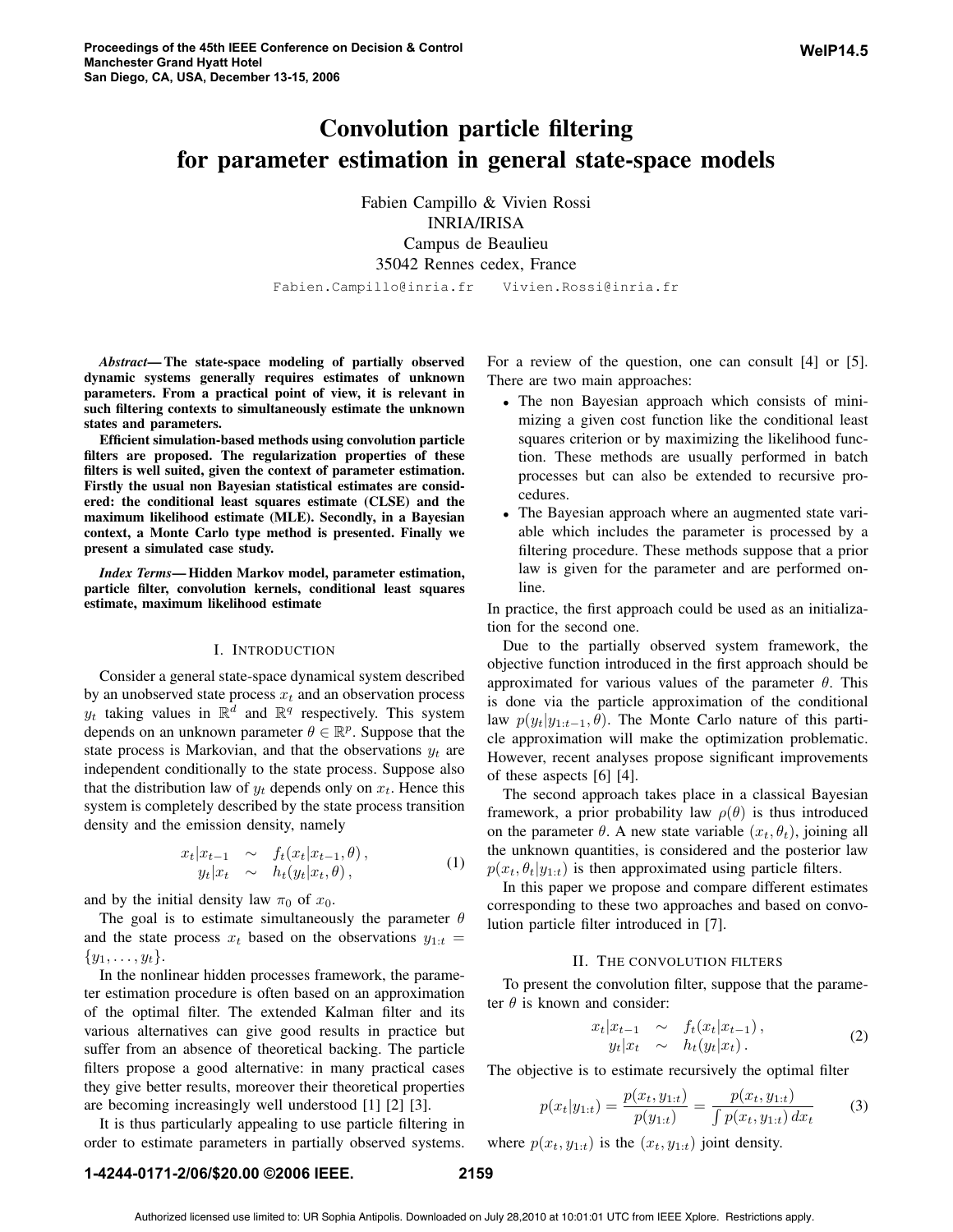# Convolution particle filtering for parameter estimation in general state-space models

Fabien Campillo & Vivien Rossi
INRIA/IRISA
Campus de Beaulieu
35042 Rennes cedex, France

Fabien.Campillo@inria.fr Vivien.Rossi@inria.fr

***Abstract*— The state-space modeling of partially observed dynamic systems generally requires estimates of unknown parameters. From a practical point of view, it is relevant in such filtering contexts to simultaneously estimate the unknown states and parameters.**

**Efficient simulation-based methods using convolution particle filters are proposed. The regularization properties of these filters is well suited, given the context of parameter estimation. Firstly the usual non Bayesian statistical estimates are considered: the conditional least squares estimate (CLSE) and the maximum likelihood estimate (MLE). Secondly, in a Bayesian context, a Monte Carlo type method is presented. Finally we present a simulated case study.**

***Index Terms*— Hidden Markov model, parameter estimation, particle filter, convolution kernels, conditional least squares estimate, maximum likelihood estimate**

## I. Introduction

Consider a general state-space dynamical system described by an unobserved state process $x_t$ and an observation process $y_t$ taking values in $\mathbb{R}^d$ and $\mathbb{R}^q$ respectively. This system depends on an unknown parameter $\theta \in \mathbb{R}^p$. Suppose that the state process is Markovian, and that the observations $y_t$ are independent conditionally to the state process. Suppose also that the distribution law of $y_t$ depends only on $x_t$. Hence this system is completely described by the state process transition density and the emission density, namely

$$
\begin{aligned}
x_t|x_{t-1} &\sim f_t(x_t|x_{t-1}, \theta)\,, \\
y_t|x_t &\sim h_t(y_t|x_t, \theta)\,,
\end{aligned}
\tag{1}
$$

and by the initial density law $\pi_0$ of $x_0$.

The goal is to estimate simultaneously the parameter $\theta$ and the state process $x_t$ based on the observations $y_{1:t} = \{y_1, \dots, y_t\}$.

In the nonlinear hidden processes framework, the parameter estimation procedure is often based on an approximation of the optimal filter. The extended Kalman filter and its various alternatives can give good results in practice but suffer from an absence of theoretical backing. The particle filters propose a good alternative: in many practical cases they give better results, moreover their theoretical properties are becoming increasingly well understood [1] [2] [3].

It is thus particularly appealing to use particle filtering in order to estimate parameters in partially observed systems. For a review of the question, one can consult [4] or [5]. There are two main approaches:

- The non Bayesian approach which consists of minimizing a given cost function like the conditional least squares criterion or by maximizing the likelihood function. These methods are usually performed in batch processes but can also be extended to recursive procedures.
- The Bayesian approach where an augmented state variable which includes the parameter is processed by a filtering procedure. These methods suppose that a prior law is given for the parameter and are performed online.

In practice, the first approach could be used as an initialization for the second one.

Due to the partially observed system framework, the objective function introduced in the first approach should be approximated for various values of the parameter $\theta$. This is done via the particle approximation of the conditional law $p(y_t|y_{1:t-1}, \theta)$. The Monte Carlo nature of this particle approximation will make the optimization problematic. However, recent analyses propose significant improvements of these aspects [6] [4].

The second approach takes place in a classical Bayesian framework, a prior probability law $\rho(\theta)$ is thus introduced on the parameter $\theta$. A new state variable $(x_t, \theta_t)$, joining all the unknown quantities, is considered and the posterior law $p(x_t, \theta_t|y_{1:t})$ is then approximated using particle filters.

In this paper we propose and compare different estimates corresponding to these two approaches and based on convolution particle filter introduced in [7].

## II. The convolution filters

To present the convolution filter, suppose that the parameter $\theta$ is known and consider:

$$
\begin{aligned}
x_t|x_{t-1} &\sim f_t(x_t|x_{t-1})\,, \\
y_t|x_t &\sim h_t(y_t|x_t)\,.
\end{aligned}
\tag{2}
$$

The objective is to estimate recursively the optimal filter

$$
p(x_t|y_{1:t}) = \frac{p(x_t, y_{1:t})}{p(y_{1:t})} = \frac{p(x_t, y_{1:t})}{\int p(x_t, y_{1:t})\, dx_t}
\tag{3}
$$

where $p(x_t, y_{1:t})$ is the $(x_t, y_{1:t})$ joint density.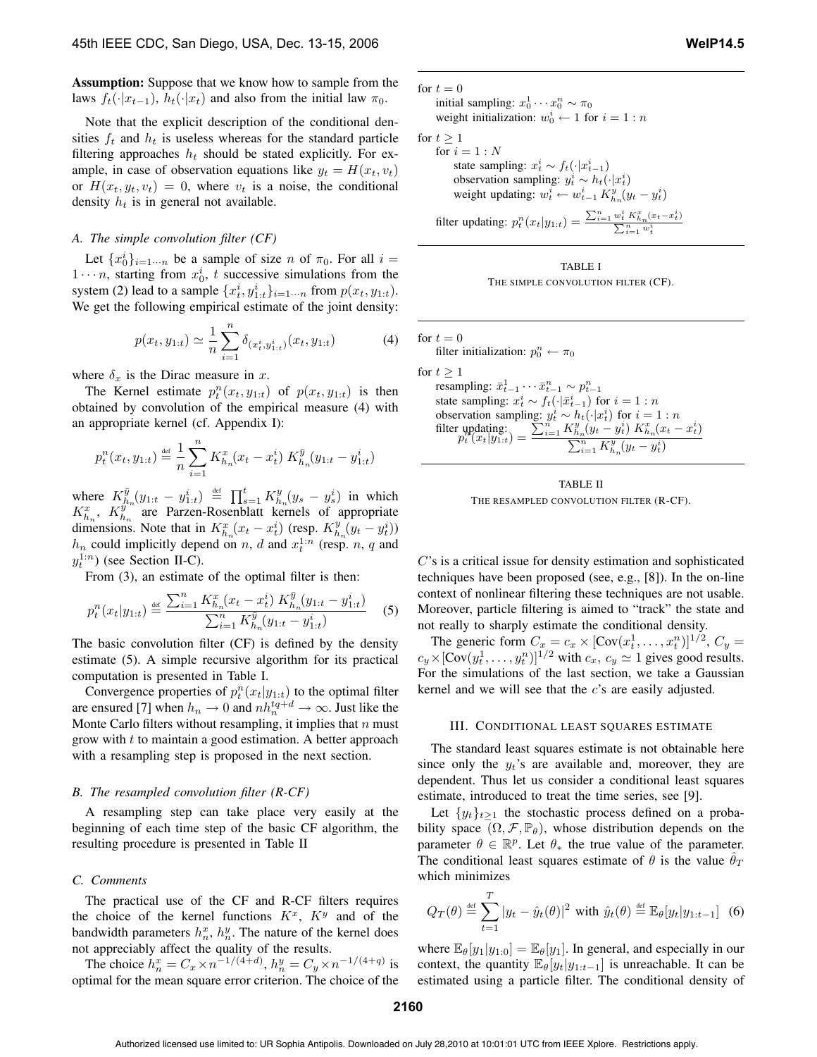**Assumption:** Suppose that we know how to sample from the laws $f_t(\cdot|x_{t-1})$, $h_t(\cdot|x_t)$ and also from the initial law $\pi_0$.

Note that the explicit description of the conditional densities $f_t$ and $h_t$ is useless whereas for the standard particle filtering approaches $h_t$ should be stated explicitly. For example, in case of observation equations like $y_t = H(x_t, v_t)$ or $H(x_t, y_t, v_t) = 0$, where $v_t$ is a noise, the conditional density $h_t$ is in general not available.

### A. The simple convolution filter (CF)

Let $\{x_0^i\}_{i=1\cdots n}$ be a sample of size $n$ of $\pi_0$. For all $i = 1\cdots n$, starting from $x_0^i$, $t$ successive simulations from the system (2) lead to a sample $\{x_t^i, y_{1:t}^i\}_{i=1\cdots n}$ from $p(x_t, y_{1:t})$. We get the following empirical estimate of the joint density:

$$p(x_t, y_{1:t}) \simeq \frac{1}{n}\sum_{i=1}^{n} \delta_{(x_t^i, y_{1:t}^i)}(x_t, y_{1:t}) \tag{4}$$

where $\delta_x$ is the Dirac measure in $x$.

The Kernel estimate $p_t^n(x_t, y_{1:t})$ of $p(x_t, y_{1:t})$ is then obtained by convolution of the empirical measure (4) with an appropriate kernel (cf. Appendix I):

$$p_t^n(x_t, y_{1:t}) \stackrel{\text{def}}{=} \frac{1}{n}\sum_{i=1}^{n} K_{h_n}^x(x_t - x_t^i)\, K_{h_n}^{\bar{y}}(y_{1:t} - y_{1:t}^i)$$

where $K_{h_n}^{\bar{y}}(y_{1:t} - y_{1:t}^i) \stackrel{\text{def}}{=} \prod_{s=1}^{t} K_{h_n}^y(y_s - y_s^i)$ in which $K_{h_n}^x$, $K_{h_n}^y$ are Parzen-Rosenblatt kernels of appropriate dimensions. Note that in $K_{h_n}^x(x_t - x_t^i)$ (resp. $K_{h_n}^y(y_t - y_t^i)$) $h_n$ could implicitly depend on $n$, $d$ and $x_t^{1:n}$ (resp. $n$, $q$ and $y_t^{1:n}$) (see Section II-C).

From (3), an estimate of the optimal filter is then:

$$p_t^n(x_t|y_{1:t}) \stackrel{\text{def}}{=} \frac{\sum_{i=1}^{n} K_{h_n}^x(x_t - x_t^i)\, K_{h_n}^{\bar{y}}(y_{1:t} - y_{1:t}^i)}{\sum_{i=1}^{n} K_{h_n}^{\bar{y}}(y_{1:t} - y_{1:t}^i)} \tag{5}$$

The basic convolution filter (CF) is defined by the density estimate (5). A simple recursive algorithm for its practical computation is presented in Table I.

Convergence properties of $p_t^n(x_t|y_{1:t})$ to the optimal filter are ensured [7] when $h_n \to 0$ and $n h_n^{tq+d} \to \infty$. Just like the Monte Carlo filters without resampling, it implies that $n$ must grow with $t$ to maintain a good estimation. A better approach with a resampling step is proposed in the next section.

### B. The resampled convolution filter (R-CF)

A resampling step can take place very easily at the beginning of each time step of the basic CF algorithm, the resulting procedure is presented in Table II

### C. Comments

The practical use of the CF and R-CF filters requires the choice of the kernel functions $K^x$, $K^y$ and of the bandwidth parameters $h_n^x$, $h_n^y$. The nature of the kernel does not appreciably affect the quality of the results.

The choice $h_n^x = C_x \times n^{-1/(4+d)}$, $h_n^y = C_y \times n^{-1/(4+q)}$ is optimal for the mean square error criterion. The choice of the $C$'s is a critical issue for density estimation and sophisticated techniques have been proposed (see, e.g., [8]). In the on-line context of nonlinear filtering these techniques are not usable. Moreover, particle filtering is aimed to "track" the state and not really to sharply estimate the conditional density.

The generic form $C_x = c_x \times [\mathrm{Cov}(x_t^1, \ldots, x_t^n)]^{1/2}$, $C_y = c_y \times [\mathrm{Cov}(y_t^1, \ldots, y_t^n)]^{1/2}$ with $c_x$, $c_y \simeq 1$ gives good results. For the simulations of the last section, we take a Gaussian kernel and we will see that the $c$'s are easily adjusted.

```
for t = 0
    initial sampling: x_0^1 ··· x_0^n ~ π_0
    weight initialization: w_0^i ← 1 for i = 1 : n
for t ≥ 1
    for i = 1 : N
        state sampling: x_t^i ~ f_t(·|x_{t-1}^i)
        observation sampling: y_t^i ~ h_t(·|x_t^i)
        weight updating: w_t^i ← w_{t-1}^i K_{h_n}^y(y_t − y_t^i)
    filter updating: p_t^n(x_t|y_{1:t}) = Σ_{i=1}^n w_t^i K_{h_n}^x(x_t − x_t^i) / Σ_{i=1}^n w_t^i
```

TABLE I

THE SIMPLE CONVOLUTION FILTER (CF).

```
for t = 0
    filter initialization: p_0^n ← π_0
for t ≥ 1
    resampling: x̄_{t-1}^1 ··· x̄_{t-1}^n ~ p_{t-1}^n
    state sampling: x_t^i ~ f_t(·|x̄_{t-1}^i) for i = 1 : n
    observation sampling: y_t^i ~ h_t(·|x_t^i) for i = 1 : n
    filter updating:
        p_t^n(x_t|y_{1:t}) = Σ_{i=1}^n K_{h_n}^y(y_t − y_t^i) K_{h_n}^x(x_t − x_t^i) / Σ_{i=1}^n K_{h_n}^y(y_t − y_t^i)
```

TABLE II

THE RESAMPLED CONVOLUTION FILTER (R-CF).

## III. Conditional least squares estimate

The standard least squares estimate is not obtainable here since only the $y_t$'s are available and, moreover, they are dependent. Thus let us consider a conditional least squares estimate, introduced to treat the time series, see [9].

Let $\{y_t\}_{t\geq 1}$ the stochastic process defined on a probability space $(\Omega, \mathcal{F}, \mathbb{P}_\theta)$, whose distribution depends on the parameter $\theta \in \mathbb{R}^p$. Let $\theta_*$ the true value of the parameter. The conditional least squares estimate of $\theta$ is the value $\hat{\theta}_T$ which minimizes

$$Q_T(\theta) \stackrel{\text{def}}{=} \sum_{t=1}^{T} |y_t - \hat{y}_t(\theta)|^2 \text{ with } \hat{y}_t(\theta) \stackrel{\text{def}}{=} \mathbb{E}_\theta[y_t|y_{1:t-1}] \tag{6}$$

where $\mathbb{E}_\theta[y_1|y_{1:0}] = \mathbb{E}_\theta[y_1]$. In general, and especially in our context, the quantity $\mathbb{E}_\theta[y_t|y_{1:t-1}]$ is unreachable. It can be estimated using a particle filter. The conditional density of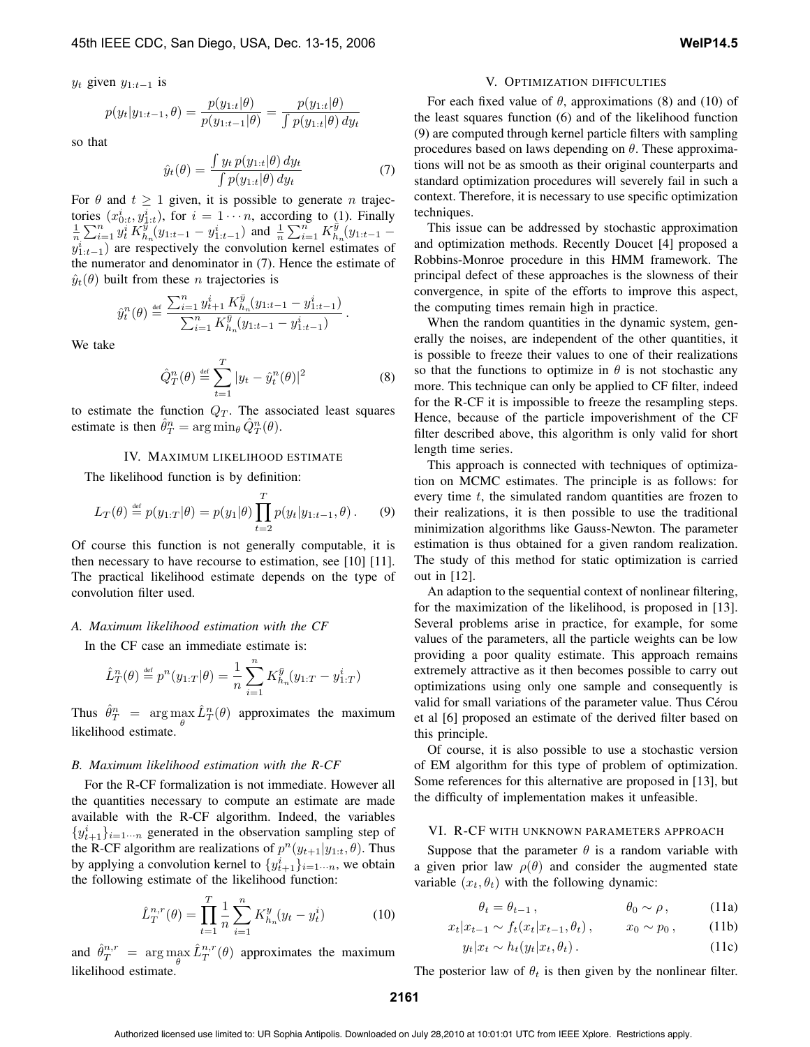$y_t$ given $y_{1:t-1}$ is

$$p(y_t|y_{1:t-1}, \theta) = \frac{p(y_{1:t}|\theta)}{p(y_{1:t-1}|\theta)} = \frac{p(y_{1:t}|\theta)}{\int p(y_{1:t}|\theta)\, dy_t}$$

so that

$$\hat{y}_t(\theta) = \frac{\int y_t\, p(y_{1:t}|\theta)\, dy_t}{\int p(y_{1:t}|\theta)\, dy_t} \tag{7}$$

For $\theta$ and $t \geq 1$ given, it is possible to generate $n$ trajectories $(x^i_{0:t}, y^i_{1:t})$, for $i = 1 \cdots n$, according to (1). Finally $\frac{1}{n}\sum_{i=1}^n y^i_t\, K^{\bar{y}}_{h_n}(y_{1:t-1} - y^i_{1:t-1})$ and $\frac{1}{n}\sum_{i=1}^n K^{\bar{y}}_{h_n}(y_{1:t-1} - y^i_{1:t-1})$ are respectively the convolution kernel estimates of the numerator and denominator in (7). Hence the estimate of $\hat{y}_t(\theta)$ built from these $n$ trajectories is

$$\hat{y}^n_t(\theta) \stackrel{\text{def}}{=} \frac{\sum_{i=1}^n y^i_{t+1}\, K^{\bar{y}}_{h_n}(y_{1:t-1} - y^i_{1:t-1})}{\sum_{i=1}^n K^{\bar{y}}_{h_n}(y_{1:t-1} - y^i_{1:t-1})}\,.$$

We take

$$\hat{Q}^n_T(\theta) \stackrel{\text{def}}{=} \sum_{t=1}^T |y_t - \hat{y}^n_t(\theta)|^2 \tag{8}$$

to estimate the function $Q_T$. The associated least squares estimate is then $\hat{\theta}^n_T = \arg\min_\theta \hat{Q}^n_T(\theta)$.

## IV. Maximum likelihood estimate

The likelihood function is by definition:

$$L_T(\theta) \stackrel{\text{def}}{=} p(y_{1:T}|\theta) = p(y_1|\theta) \prod_{t=2}^T p(y_t|y_{1:t-1}, \theta)\,. \tag{9}$$

Of course this function is not generally computable, it is then necessary to have recourse to estimation, see [10] [11]. The practical likelihood estimate depends on the type of convolution filter used.

### A. Maximum likelihood estimation with the CF

In the CF case an immediate estimate is:

$$\hat{L}^n_T(\theta) \stackrel{\text{def}}{=} p^n(y_{1:T}|\theta) = \frac{1}{n}\sum_{i=1}^n K^{\bar{y}}_{h_n}(y_{1:T} - y^i_{1:T})$$

Thus $\hat{\theta}^n_T = \arg\max_\theta \hat{L}^n_T(\theta)$ approximates the maximum likelihood estimate.

### B. Maximum likelihood estimation with the R-CF

For the R-CF formalization is not immediate. However all the quantities necessary to compute an estimate are made available with the R-CF algorithm. Indeed, the variables $\{y^i_{t+1}\}_{i=1\cdots n}$ generated in the observation sampling step of the R-CF algorithm are realizations of $p^n(y_{t+1}|y_{1:t}, \theta)$. Thus by applying a convolution kernel to $\{y^i_{t+1}\}_{i=1\cdots n}$, we obtain the following estimate of the likelihood function:

$$\hat{L}^{n,r}_T(\theta) = \prod_{t=1}^T \frac{1}{n}\sum_{i=1}^n K^y_{h_n}(y_t - y^i_t) \tag{10}$$

and $\hat{\theta}^{n,r}_T = \arg\max_\theta \hat{L}^{n,r}_T(\theta)$ approximates the maximum likelihood estimate.

## V. Optimization difficulties

For each fixed value of $\theta$, approximations (8) and (10) of the least squares function (6) and of the likelihood function (9) are computed through kernel particle filters with sampling procedures based on laws depending on $\theta$. These approximations will not be as smooth as their original counterparts and standard optimization procedures will severely fail in such a context. Therefore, it is necessary to use specific optimization techniques.

This issue can be addressed by stochastic approximation and optimization methods. Recently Doucet [4] proposed a Robbins-Monroe procedure in this HMM framework. The principal defect of these approaches is the slowness of their convergence, in spite of the efforts to improve this aspect, the computing times remain high in practice.

When the random quantities in the dynamic system, generally the noises, are independent of the other quantities, it is possible to freeze their values to one of their realizations so that the functions to optimize in $\theta$ is not stochastic any more. This technique can only be applied to CF filter, indeed for the R-CF it is impossible to freeze the resampling steps. Hence, because of the particle impoverishment of the CF filter described above, this algorithm is only valid for short length time series.

This approach is connected with techniques of optimization on MCMC estimates. The principle is as follows: for every time $t$, the simulated random quantities are frozen to their realizations, it is then possible to use the traditional minimization algorithms like Gauss-Newton. The parameter estimation is thus obtained for a given random realization. The study of this method for static optimization is carried out in [12].

An adaption to the sequential context of nonlinear filtering, for the maximization of the likelihood, is proposed in [13]. Several problems arise in practice, for example, for some values of the parameters, all the particle weights can be low providing a poor quality estimate. This approach remains extremely attractive as it then becomes possible to carry out optimizations using only one sample and consequently is valid for small variations of the parameter value. Thus Cérou et al [6] proposed an estimate of the derived filter based on this principle.

Of course, it is also possible to use a stochastic version of EM algorithm for this type of problem of optimization. Some references for this alternative are proposed in [13], but the difficulty of implementation makes it unfeasible.

## VI. R-CF with unknown parameters approach

Suppose that the parameter $\theta$ is a random variable with a given prior law $\rho(\theta)$ and consider the augmented state variable $(x_t, \theta_t)$ with the following dynamic:

$$\theta_t = \theta_{t-1}\,, \qquad \theta_0 \sim \rho\,, \tag{11a}$$

$$x_t|x_{t-1} \sim f_t(x_t|x_{t-1}, \theta_t)\,, \qquad x_0 \sim p_0\,, \tag{11b}$$

$$y_t|x_t \sim h_t(y_t|x_t, \theta_t)\,. \tag{11c}$$

The posterior law of $\theta_t$ is then given by the nonlinear filter.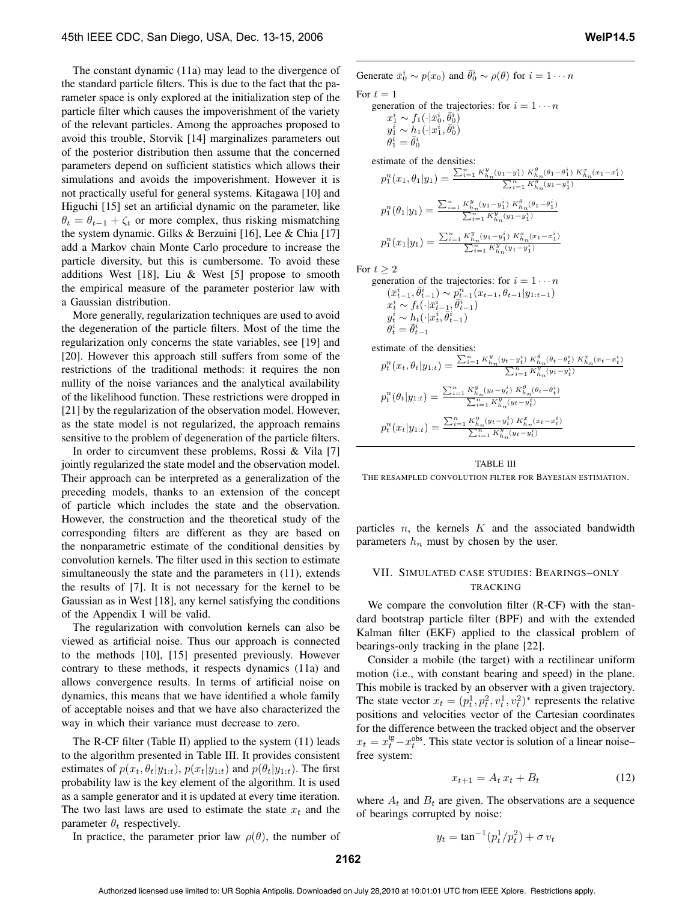The constant dynamic (11a) may lead to the divergence of the standard particle filters. This is due to the fact that the parameter space is only explored at the initialization step of the particle filter which causes the impoverishment of the variety of the relevant particles. Among the approaches proposed to avoid this trouble, Storvik [14] marginalizes parameters out of the posterior distribution then assume that the concerned parameters depend on sufficient statistics which allows their simulations and avoids the impoverishment. However it is not practically useful for general systems. Kitagawa [10] and Higuchi [15] set an artificial dynamic on the parameter, like $\theta_t = \theta_{t-1} + \zeta_t$ or more complex, thus risking mismatching the system dynamic. Gilks & Berzuini [16], Lee & Chia [17] add a Markov chain Monte Carlo procedure to increase the particle diversity, but this is cumbersome. To avoid these additions West [18], Liu & West [5] propose to smooth the empirical measure of the parameter posterior law with a Gaussian distribution.

More generally, regularization techniques are used to avoid the degeneration of the particle filters. Most of the time the regularization only concerns the state variables, see [19] and [20]. However this approach still suffers from some of the restrictions of the traditional methods: it requires the non nullity of the noise variances and the analytical availability of the likelihood function. These restrictions were dropped in [21] by the regularization of the observation model. However, as the state model is not regularized, the approach remains sensitive to the problem of degeneration of the particle filters.

In order to circumvent these problems, Rossi & Vila [7] jointly regularized the state model and the observation model. Their approach can be interpreted as a generalization of the preceding models, thanks to an extension of the concept of particle which includes the state and the observation. However, the construction and the theoretical study of the corresponding filters are different as they are based on the nonparametric estimate of the conditional densities by convolution kernels. The filter used in this section to estimate simultaneously the state and the parameters in (11), extends the results of [7]. It is not necessary for the kernel to be Gaussian as in West [18], any kernel satisfying the conditions of the Appendix I will be valid.

The regularization with convolution kernels can also be viewed as artificial noise. Thus our approach is connected to the methods [10], [15] presented previously. However contrary to these methods, it respects dynamics (11a) and allows convergence results. In terms of artificial noise on dynamics, this means that we have identified a whole family of acceptable noises and that we have also characterized the way in which their variance must decrease to zero.

The R-CF filter (Table II) applied to the system (11) leads to the algorithm presented in Table III. It provides consistent estimates of $p(x_t, \theta_t|y_{1:t})$, $p(x_t|y_{1:t})$ and $p(\theta_t|y_{1:t})$. The first probability law is the key element of the algorithm. It is used as a sample generator and it is updated at every time iteration. The two last laws are used to estimate the state $x_t$ and the parameter $\theta_t$ respectively.

In practice, the parameter prior law $\rho(\theta)$, the number of particles $n$, the kernels $K$ and the associated bandwidth parameters $h_n$ must by chosen by the user.

---

Generate $\bar{x}_0^i \sim p(x_0)$ and $\bar{\theta}_0^i \sim \rho(\theta)$ for $i = 1 \cdots n$

For $t = 1$

generation of the trajectories: for $i = 1 \cdots n$

$x_1^i \sim f_1(\cdot|\bar{x}_0^i, \bar{\theta}_0^i)$
$y_1^i \sim h_1(\cdot|x_1^i, \bar{\theta}_0^i)$
$\theta_1^i = \bar{\theta}_0^i$

estimate of the densities:

$$p_1^n(x_1, \theta_1|y_1) = \frac{\sum_{i=1}^n K_{h_n}^y(y_1 - y_1^i)\, K_{h_n}^\theta(\theta_1 - \theta_1^i)\, K_{h_n}^x(x_1 - x_1^i)}{\sum_{i=1}^n K_{h_n}^y(y_1 - y_1^i)}$$

$$p_1^n(\theta_1|y_1) = \frac{\sum_{i=1}^n K_{h_n}^y(y_1 - y_1^i)\, K_{h_n}^\theta(\theta_1 - \theta_1^i)}{\sum_{i=1}^n K_{h_n}^y(y_1 - y_1^i)}$$

$$p_1^n(x_1|y_1) = \frac{\sum_{i=1}^n K_{h_n}^y(y_1 - y_1^i)\, K_{h_n}^x(x_1 - x_1^i)}{\sum_{i=1}^n K_{h_n}^y(y_1 - y_1^i)}$$

For $t \geq 2$

generation of the trajectories: for $i = 1 \cdots n$

$(\bar{x}_{t-1}^i, \bar{\theta}_{t-1}^i) \sim p_{t-1}^n(x_{t-1}, \theta_{t-1}|y_{1:t-1})$
$x_t^i \sim f_t(\cdot|\bar{x}_{t-1}^i, \bar{\theta}_{t-1}^i)$
$y_t^i \sim h_t(\cdot|x_t^i, \bar{\theta}_{t-1}^i)$
$\theta_t^i = \bar{\theta}_{t-1}^i$

estimate of the densities:

$$p_t^n(x_t, \theta_t|y_{1:t}) = \frac{\sum_{i=1}^n K_{h_n}^y(y_t - y_t^i)\, K_{h_n}^\theta(\theta_t - \theta_t^i)\, K_{h_n}^x(x_t - x_t^i)}{\sum_{i=1}^n K_{h_n}^y(y_t - y_t^i)}$$

$$p_t^n(\theta_t|y_{1:t}) = \frac{\sum_{i=1}^n K_{h_n}^y(y_t - y_t^i)\, K_{h_n}^\theta(\theta_t - \theta_t^i)}{\sum_{i=1}^n K_{h_n}^y(y_t - y_t^i)}$$

$$p_t^n(x_t|y_{1:t}) = \frac{\sum_{i=1}^n K_{h_n}^y(y_t - y_t^i)\, K_{h_n}^x(x_t - x_t^i)}{\sum_{i=1}^n K_{h_n}^y(y_t - y_t^i)}$$

---

TABLE III
THE RESAMPLED CONVOLUTION FILTER FOR BAYESIAN ESTIMATION.

## VII. SIMULATED CASE STUDIES: BEARINGS–ONLY TRACKING

We compare the convolution filter (R-CF) with the standard bootstrap particle filter (BPF) and with the extended Kalman filter (EKF) applied to the classical problem of bearings-only tracking in the plane [22].

Consider a mobile (the target) with a rectilinear uniform motion (i.e., with constant bearing and speed) in the plane. This mobile is tracked by an observer with a given trajectory. The state vector $x_t = (p_t^1, p_t^2, v_t^1, v_t^2)^*$ represents the relative positions and velocities vector of the Cartesian coordinates for the difference between the tracked object and the observer $x_t = x_t^{\text{tg}} - x_t^{\text{obs}}$. This state vector is solution of a linear noise–free system:

$$x_{t+1} = A_t\, x_t + B_t \tag{12}$$

where $A_t$ and $B_t$ are given. The observations are a sequence of bearings corrupted by noise:

$$y_t = \tan^{-1}(p_t^1/p_t^2) + \sigma\, v_t$$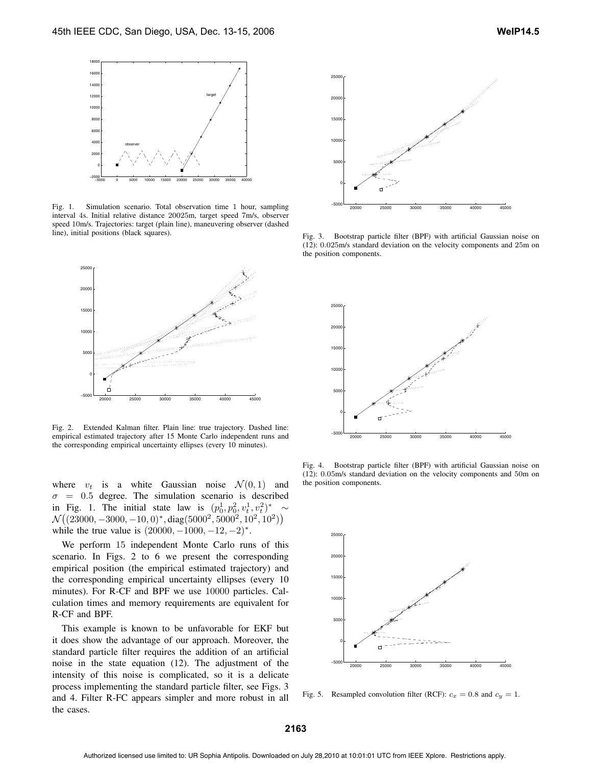Fig. 1. Simulation scenario. Total observation time 1 hour, sampling interval 4s. Initial relative distance 20025m, target speed 7m/s, observer speed 10m/s. Trajectories: target (plain line), maneuvering observer (dashed line), initial positions (black squares).

Fig. 2. Extended Kalman filter. Plain line: true trajectory. Dashed line: empirical estimated trajectory after 15 Monte Carlo independent runs and the corresponding empirical uncertainty ellipses (every 10 minutes).

where $v_t$ is a white Gaussian noise $\mathcal{N}(0, 1)$ and $\sigma = 0.5$ degree. The simulation scenario is described in Fig. 1. The initial state law is $(p_0^1, p_0^2, v_t^1, v_t^2)^* \sim \mathcal{N}\big((23000, -3000, -10, 0)^*, \text{diag}(5000^2, 5000^2, 10^2, 10^2)\big)$ while the true value is $(20000, -1000, -12, -2)^*$.

We perform 15 independent Monte Carlo runs of this scenario. In Figs. 2 to 6 we present the corresponding empirical position (the empirical estimated trajectory) and the corresponding empirical uncertainty ellipses (every 10 minutes). For R-CF and BPF we use 10000 particles. Calculation times and memory requirements are equivalent for R-CF and BPF.

This example is known to be unfavorable for EKF but it does show the advantage of our approach. Moreover, the standard particle filter requires the addition of an artificial noise in the state equation (12). The adjustment of the intensity of this noise is complicated, so it is a delicate process implementing the standard particle filter, see Figs. 3 and 4. Filter R-FC appears simpler and more robust in all the cases.

Fig. 3. Bootstrap particle filter (BPF) with artificial Gaussian noise on (12): 0.025m/s standard deviation on the velocity components and 25m on the position components.

Fig. 4. Bootstrap particle filter (BPF) with artificial Gaussian noise on (12): 0.05m/s standard deviation on the velocity components and 50m on the position components.

Fig. 5. Resampled convolution filter (RCF): $c_x = 0.8$ and $c_y = 1$.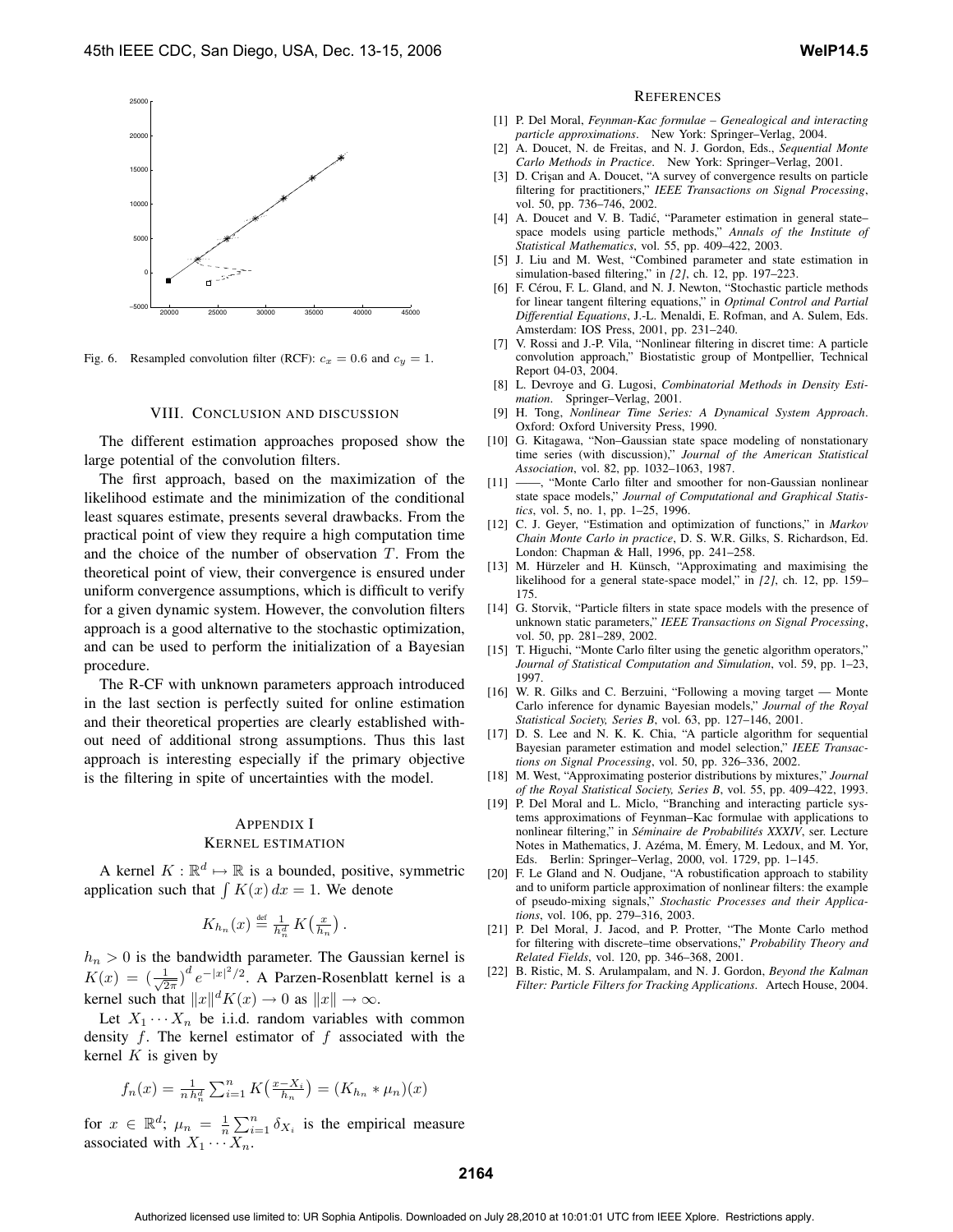25000
20000
15000
10000
5000
0
−5000
20000 25000 30000 35000 40000 45000

Fig. 6. Resampled convolution filter (RCF): $c_x = 0.6$ and $c_y = 1$.

## VIII. Conclusion and discussion

The different estimation approaches proposed show the large potential of the convolution filters.

The first approach, based on the maximization of the likelihood estimate and the minimization of the conditional least squares estimate, presents several drawbacks. From the practical point of view they require a high computation time and the choice of the number of observation $T$. From the theoretical point of view, their convergence is ensured under uniform convergence assumptions, which is difficult to verify for a given dynamic system. However, the convolution filters approach is a good alternative to the stochastic optimization, and can be used to perform the initialization of a Bayesian procedure.

The R-CF with unknown parameters approach introduced in the last section is perfectly suited for online estimation and their theoretical properties are clearly established without need of additional strong assumptions. Thus this last approach is interesting especially if the primary objective is the filtering in spite of uncertainties with the model.

## Appendix I
## Kernel estimation

A kernel $K : \mathbb{R}^d \mapsto \mathbb{R}$ is a bounded, positive, symmetric application such that $\int K(x)\,dx = 1$. We denote

$$K_{h_n}(x) \stackrel{\text{def}}{=} \tfrac{1}{h_n^d}\,K\big(\tfrac{x}{h_n}\big)\,.$$

$h_n > 0$ is the bandwidth parameter. The Gaussian kernel is $K(x) = (\frac{1}{\sqrt{2\pi}})^d\, e^{-|x|^2/2}$. A Parzen-Rosenblatt kernel is a kernel such that $\|x\|^d K(x) \to 0$ as $\|x\| \to \infty$.

Let $X_1 \cdots X_n$ be i.i.d. random variables with common density $f$. The kernel estimator of $f$ associated with the kernel $K$ is given by

$$f_n(x) = \tfrac{1}{n\,h_n^d} \sum_{i=1}^n K\big(\tfrac{x-X_i}{h_n}\big) = (K_{h_n} * \mu_n)(x)$$

for $x \in \mathbb{R}^d$; $\mu_n = \frac{1}{n}\sum_{i=1}^n \delta_{X_i}$ is the empirical measure associated with $X_1 \cdots X_n$.

## References

[1] P. Del Moral, *Feynman-Kac formulae – Genealogical and interacting particle approximations*. New York: Springer–Verlag, 2004.

[2] A. Doucet, N. de Freitas, and N. J. Gordon, Eds., *Sequential Monte Carlo Methods in Practice*. New York: Springer–Verlag, 2001.

[3] D. Crişan and A. Doucet, "A survey of convergence results on particle filtering for practitioners," *IEEE Transactions on Signal Processing*, vol. 50, pp. 736–746, 2002.

[4] A. Doucet and V. B. Tadić, "Parameter estimation in general state–space models using particle methods," *Annals of the Institute of Statistical Mathematics*, vol. 55, pp. 409–422, 2003.

[5] J. Liu and M. West, "Combined parameter and state estimation in simulation-based filtering," in *[2]*, ch. 12, pp. 197–223.

[6] F. Cérou, F. L. Gland, and N. J. Newton, "Stochastic particle methods for linear tangent filtering equations," in *Optimal Control and Partial Differential Equations*, J.-L. Menaldi, E. Rofman, and A. Sulem, Eds. Amsterdam: IOS Press, 2001, pp. 231–240.

[7] V. Rossi and J.-P. Vila, "Nonlinear filtering in discret time: A particle convolution approach," Biostatistic group of Montpellier, Technical Report 04-03, 2004.

[8] L. Devroye and G. Lugosi, *Combinatorial Methods in Density Estimation*. Springer–Verlag, 2001.

[9] H. Tong, *Nonlinear Time Series: A Dynamical System Approach*. Oxford: Oxford University Press, 1990.

[10] G. Kitagawa, "Non–Gaussian state space modeling of nonstationary time series (with discussion)," *Journal of the American Statistical Association*, vol. 82, pp. 1032–1063, 1987.

[11] ——, "Monte Carlo filter and smoother for non-Gaussian nonlinear state space models," *Journal of Computational and Graphical Statistics*, vol. 5, no. 1, pp. 1–25, 1996.

[12] C. J. Geyer, "Estimation and optimization of functions," in *Markov Chain Monte Carlo in practice*, D. S. W.R. Gilks, S. Richardson, Ed. London: Chapman & Hall, 1996, pp. 241–258.

[13] M. Hürzeler and H. Künsch, "Approximating and maximising the likelihood for a general state-space model," in *[2]*, ch. 12, pp. 159–175.

[14] G. Storvik, "Particle filters in state space models with the presence of unknown static parameters," *IEEE Transactions on Signal Processing*, vol. 50, pp. 281–289, 2002.

[15] T. Higuchi, "Monte Carlo filter using the genetic algorithm operators," *Journal of Statistical Computation and Simulation*, vol. 59, pp. 1–23, 1997.

[16] W. R. Gilks and C. Berzuini, "Following a moving target — Monte Carlo inference for dynamic Bayesian models," *Journal of the Royal Statistical Society, Series B*, vol. 63, pp. 127–146, 2001.

[17] D. S. Lee and N. K. K. Chia, "A particle algorithm for sequential Bayesian parameter estimation and model selection," *IEEE Transactions on Signal Processing*, vol. 50, pp. 326–336, 2002.

[18] M. West, "Approximating posterior distributions by mixtures," *Journal of the Royal Statistical Society, Series B*, vol. 55, pp. 409–422, 1993.

[19] P. Del Moral and L. Miclo, "Branching and interacting particle systems approximations of Feynman–Kac formulae with applications to nonlinear filtering," in *Séminaire de Probabilités XXXIV*, ser. Lecture Notes in Mathematics, J. Azéma, M. Émery, M. Ledoux, and M. Yor, Eds. Berlin: Springer–Verlag, 2000, vol. 1729, pp. 1–145.

[20] F. Le Gland and N. Oudjane, "A robustification approach to stability and to uniform particle approximation of nonlinear filters: the example of pseudo-mixing signals," *Stochastic Processes and their Applications*, vol. 106, pp. 279–316, 2003.

[21] P. Del Moral, J. Jacod, and P. Protter, "The Monte Carlo method for filtering with discrete–time observations," *Probability Theory and Related Fields*, vol. 120, pp. 346–368, 2001.

[22] B. Ristic, M. S. Arulampalam, and N. J. Gordon, *Beyond the Kalman Filter: Particle Filters for Tracking Applications*. Artech House, 2004.